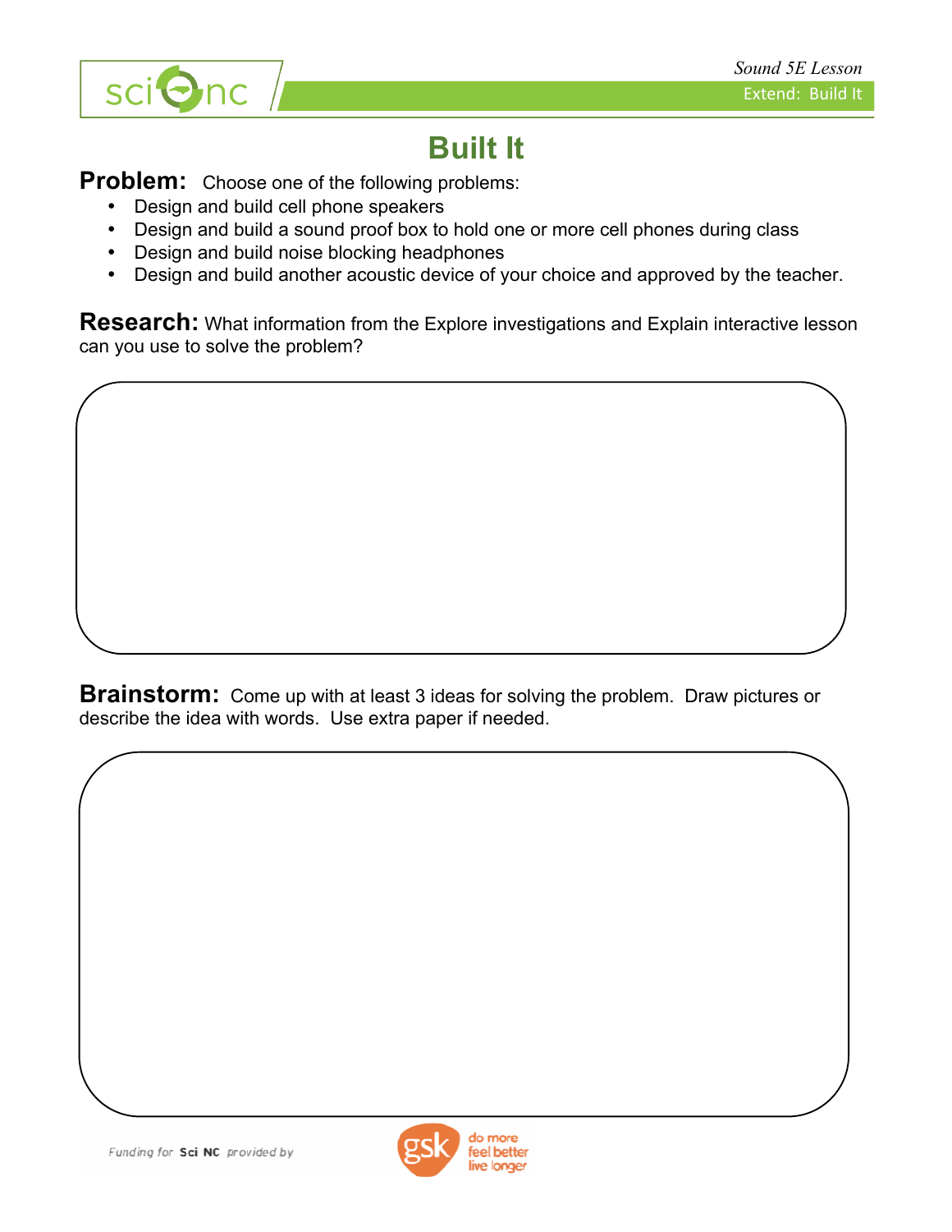# Built It

**Problem:** Choose one of the following problems:

- Design and build cell phone speakers
- Design and build a sound proof box to hold one or more cell phones during class
- Design and build noise blocking headphones
- Design and build another acoustic device of your choice and approved by the teacher.

**Research:** What information from the Explore investigations and Explain interactive lesson can you use to solve the problem?

**Brainstorm:** Come up with at least 3 ideas for solving the problem. Draw pictures or describe the idea with words. Use extra paper if needed.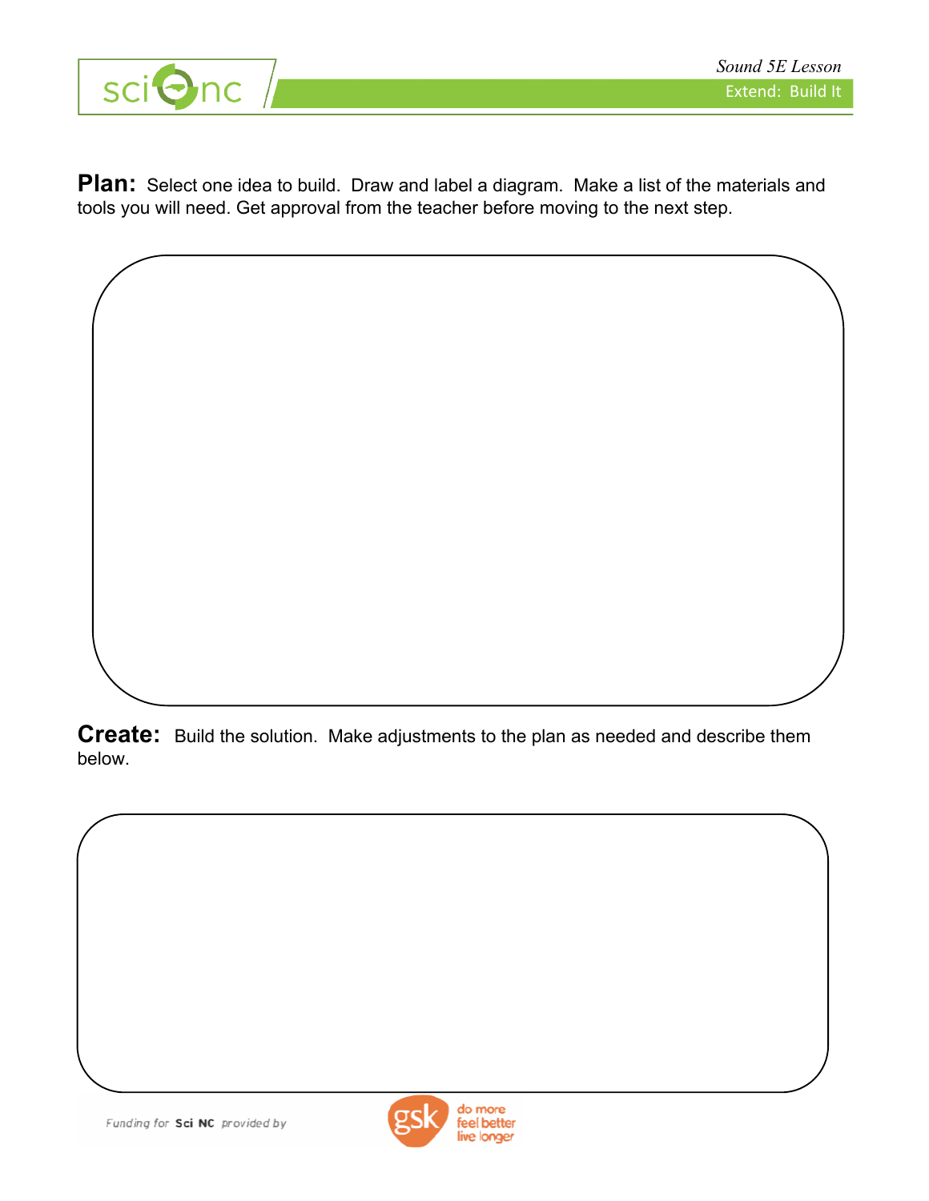**Plan:** Select one idea to build. Draw and label a diagram. Make a list of the materials and tools you will need. Get approval from the teacher before moving to the next step.

**Create:** Build the solution. Make adjustments to the plan as needed and describe them below.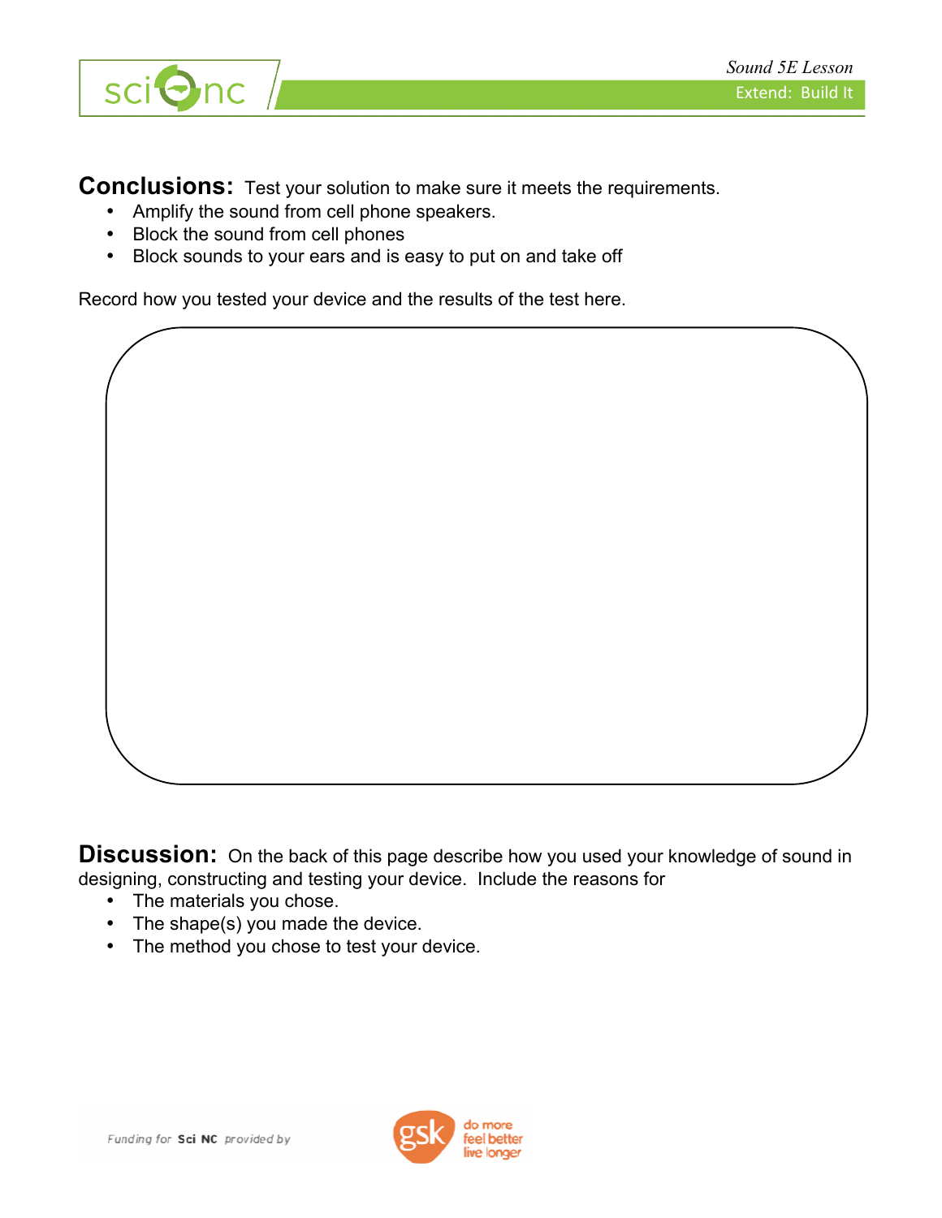**Conclusions:** Test your solution to make sure it meets the requirements.

- Amplify the sound from cell phone speakers.
- Block the sound from cell phones
- Block sounds to your ears and is easy to put on and take off

Record how you tested your device and the results of the test here.

**Discussion:** On the back of this page describe how you used your knowledge of sound in designing, constructing and testing your device. Include the reasons for

- The materials you chose.
- The shape(s) you made the device.
- The method you chose to test your device.

Funding for Sci NC provided by